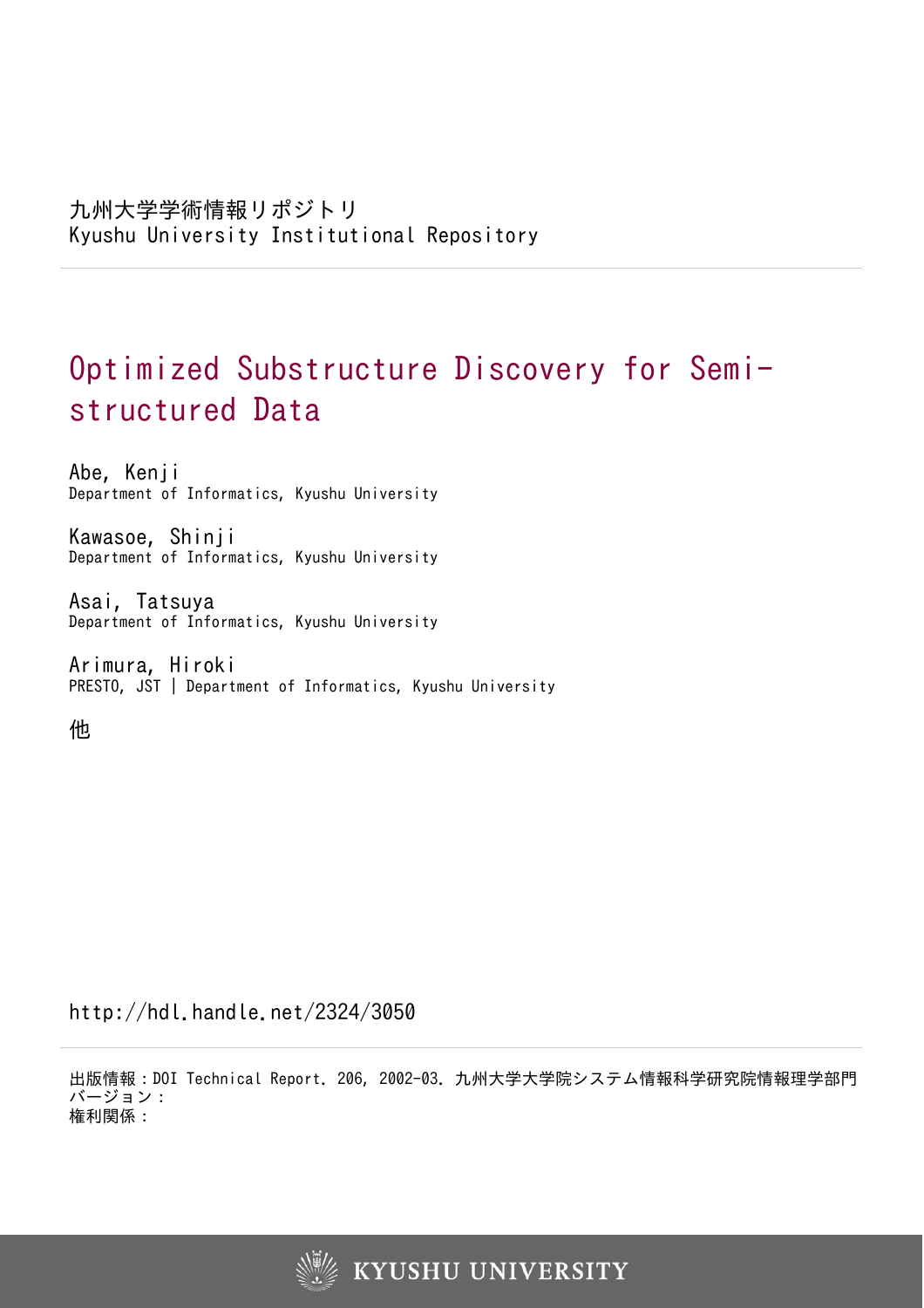九州大学学術情報リポジトリ
Kyushu University Institutional Repository

# Optimized Substructure Discovery for Semi-structured Data

Abe, Kenji
Department of Informatics, Kyushu University

Kawasoe, Shinji
Department of Informatics, Kyushu University

Asai, Tatsuya
Department of Informatics, Kyushu University

Arimura, Hiroki
PRESTO, JST | Department of Informatics, Kyushu University

他

http://hdl.handle.net/2324/3050

出版情報：DOI Technical Report. 206, 2002-03. 九州大学大学院システム情報科学研究院情報理学部門
バージョン：
権利関係：

KYUSHU UNIVERSITY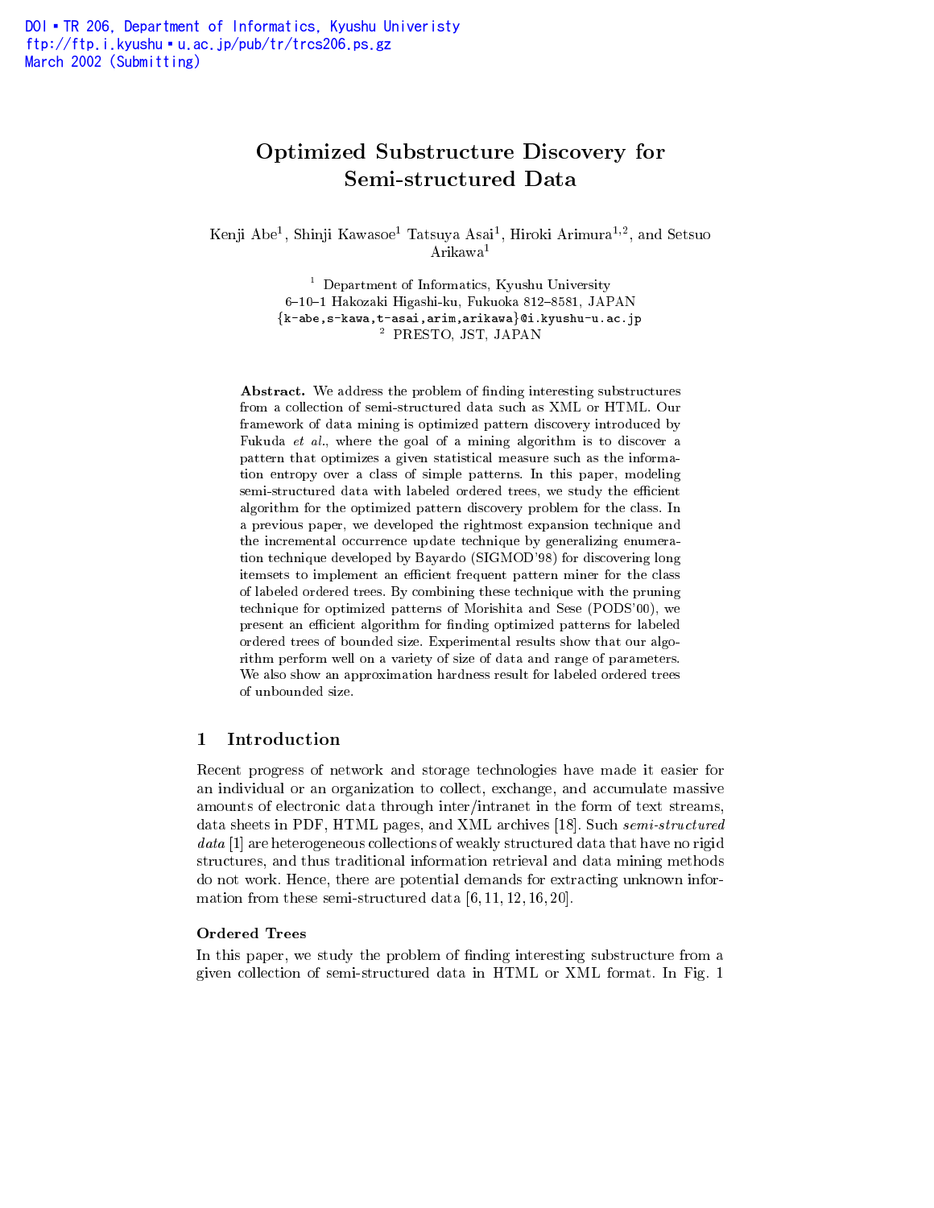DOI • TR 206, Department of Informatics, Kyushu Univeristy
ftp://ftp.i.kyushu • u.ac.jp/pub/tr/trcs206.ps.gz
March 2002 (Submitting)

# Optimized Substructure Discovery for Semi-structured Data

Kenji Abe[1], Shinji Kawasoe[1] Tatsuya Asai[1], Hiroki Arimura[1,2], and Setsuo Arikawa[1]

[1] Department of Informatics, Kyushu University
6–10–1 Hakozaki Higashi-ku, Fukuoka 812–8581, JAPAN
{k-abe,s-kawa,t-asai,arim,arikawa}@i.kyushu-u.ac.jp
[2] PRESTO, JST, JAPAN

**Abstract.** We address the problem of finding interesting substructures from a collection of semi-structured data such as XML or HTML. Our framework of data mining is optimized pattern discovery introduced by Fukuda *et al.*, where the goal of a mining algorithm is to discover a pattern that optimizes a given statistical measure such as the information entropy over a class of simple patterns. In this paper, modeling semi-structured data with labeled ordered trees, we study the efficient algorithm for the optimized pattern discovery problem for the class. In a previous paper, we developed the rightmost expansion technique and the incremental occurrence update technique by generalizing enumeration technique developed by Bayardo (SIGMOD'98) for discovering long itemsets to implement an efficient frequent pattern miner for the class of labeled ordered trees. By combining these technique with the pruning technique for optimized patterns of Morishita and Sese (PODS'00), we present an efficient algorithm for finding optimized patterns for labeled ordered trees of bounded size. Experimental results show that our algorithm perform well on a variety of size of data and range of parameters. We also show an approximation hardness result for labeled ordered trees of unbounded size.

## 1 Introduction

Recent progress of network and storage technologies have made it easier for an individual or an organization to collect, exchange, and accumulate massive amounts of electronic data through inter/intranet in the form of text streams, data sheets in PDF, HTML pages, and XML archives [18]. Such *semi-structured data* [1] are heterogeneous collections of weakly structured data that have no rigid structures, and thus traditional information retrieval and data mining methods do not work. Hence, there are potential demands for extracting unknown information from these semi-structured data [6, 11, 12, 16, 20].

### Ordered Trees

In this paper, we study the problem of finding interesting substructure from a given collection of semi-structured data in HTML or XML format. In Fig. 1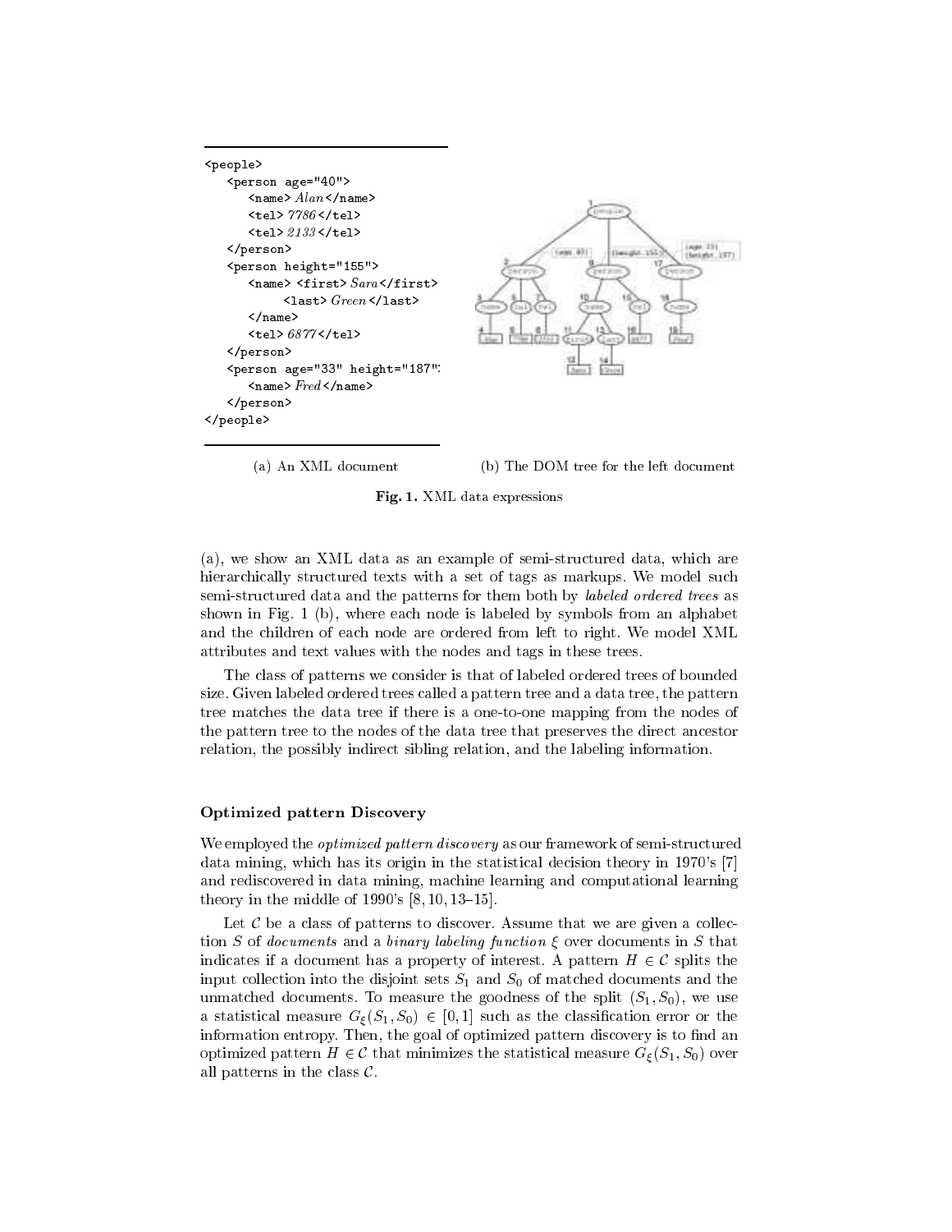```
<people>
   <person age="40">
      <name> Alan </name>
      <tel> 7786 </tel>
      <tel> 2133 </tel>
   </person>
   <person height="155">
      <name> <first> Sara </first>
            <last> Green </last>
      </name>
      <tel> 6877 </tel>
   </person>
   <person age="33" height="187">
      <name> Fred </name>
   </person>
</people>
```

(a) An XML document

(b) The DOM tree for the left document

**Fig. 1.** XML data expressions

(a), we show an XML data as an example of semi-structured data, which are hierarchically structured texts with a set of tags as markups. We model such semi-structured data and the patterns for them both by *labeled ordered trees* as shown in Fig. 1 (b), where each node is labeled by symbols from an alphabet and the children of each node are ordered from left to right. We model XML attributes and text values with the nodes and tags in these trees.

The class of patterns we consider is that of labeled ordered trees of bounded size. Given labeled ordered trees called a pattern tree and a data tree, the pattern tree matches the data tree if there is a one-to-one mapping from the nodes of the pattern tree to the nodes of the data tree that preserves the direct ancestor relation, the possibly indirect sibling relation, and the labeling information.

### Optimized pattern Discovery

We employed the *optimized pattern discovery* as our framework of semi-structured data mining, which has its origin in the statistical decision theory in 1970's [7] and rediscovered in data mining, machine learning and computational learning theory in the middle of 1990's [8, 10, 13–15].

Let $\mathcal{C}$ be a class of patterns to discover. Assume that we are given a collection $S$ of *documents* and a *binary labeling function* $\xi$ over documents in $S$ that indicates if a document has a property of interest. A pattern $H \in \mathcal{C}$ splits the input collection into the disjoint sets $S_1$ and $S_0$ of matched documents and the unmatched documents. To measure the goodness of the split $(S_1, S_0)$, we use a statistical measure $G_\xi(S_1, S_0) \in [0, 1]$ such as the classification error or the information entropy. Then, the goal of optimized pattern discovery is to find an optimized pattern $H \in \mathcal{C}$ that minimizes the statistical measure $G_\xi(S_1, S_0)$ over all patterns in the class $\mathcal{C}$.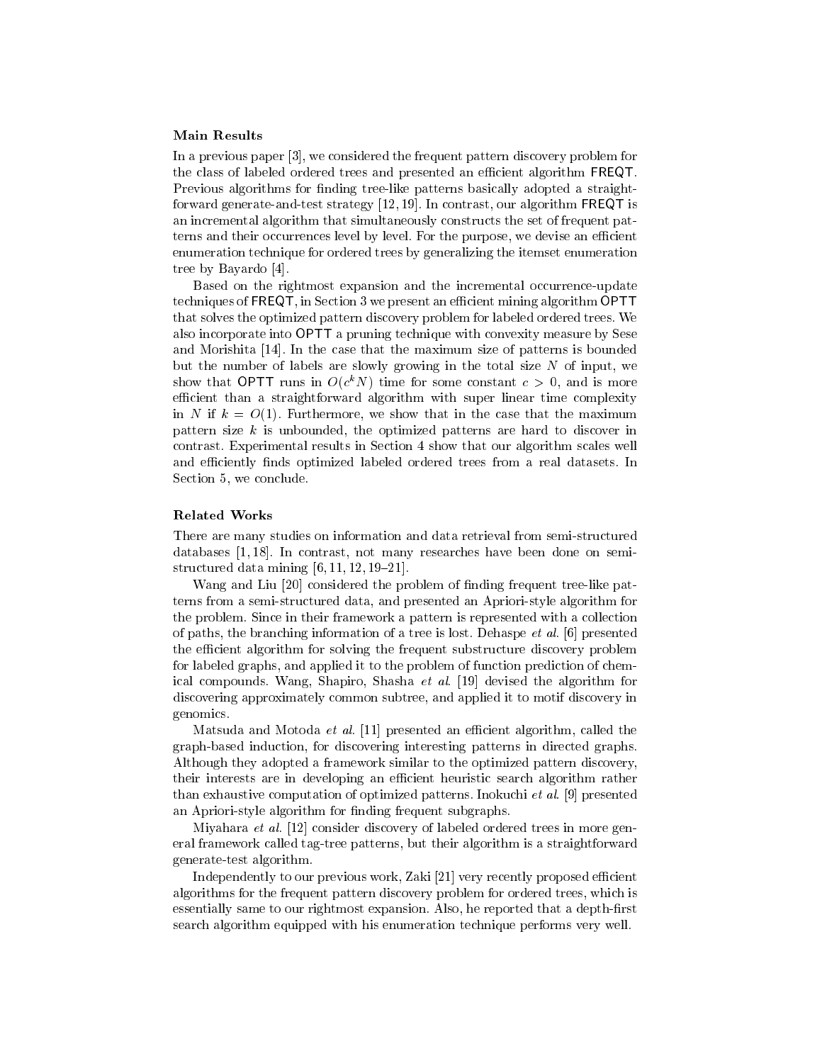### Main Results

In a previous paper [3], we considered the frequent pattern discovery problem for the class of labeled ordered trees and presented an efficient algorithm FREQT. Previous algorithms for finding tree-like patterns basically adopted a straightforward generate-and-test strategy [12, 19]. In contrast, our algorithm FREQT is an incremental algorithm that simultaneously constructs the set of frequent patterns and their occurrences level by level. For the purpose, we devise an efficient enumeration technique for ordered trees by generalizing the itemset enumeration tree by Bayardo [4].

Based on the rightmost expansion and the incremental occurrence-update techniques of FREQT, in Section 3 we present an efficient mining algorithm OPTT that solves the optimized pattern discovery problem for labeled ordered trees. We also incorporate into OPTT a pruning technique with convexity measure by Sese and Morishita [14]. In the case that the maximum size of patterns is bounded but the number of labels are slowly growing in the total size $N$ of input, we show that OPTT runs in $O(c^k N)$ time for some constant $c > 0$, and is more efficient than a straightforward algorithm with super linear time complexity in $N$ if $k = O(1)$. Furthermore, we show that in the case that the maximum pattern size $k$ is unbounded, the optimized patterns are hard to discover in contrast. Experimental results in Section 4 show that our algorithm scales well and efficiently finds optimized labeled ordered trees from a real datasets. In Section 5, we conclude.

### Related Works

There are many studies on information and data retrieval from semi-structured databases [1, 18]. In contrast, not many researches have been done on semi-structured data mining [6, 11, 12, 19–21].

Wang and Liu [20] considered the problem of finding frequent tree-like patterns from a semi-structured data, and presented an Apriori-style algorithm for the problem. Since in their framework a pattern is represented with a collection of paths, the branching information of a tree is lost. Dehaspe *et al.* [6] presented the efficient algorithm for solving the frequent substructure discovery problem for labeled graphs, and applied it to the problem of function prediction of chemical compounds. Wang, Shapiro, Shasha *et al.* [19] devised the algorithm for discovering approximately common subtree, and applied it to motif discovery in genomics.

Matsuda and Motoda *et al.* [11] presented an efficient algorithm, called the graph-based induction, for discovering interesting patterns in directed graphs. Although they adopted a framework similar to the optimized pattern discovery, their interests are in developing an efficient heuristic search algorithm rather than exhaustive computation of optimized patterns. Inokuchi *et al.* [9] presented an Apriori-style algorithm for finding frequent subgraphs.

Miyahara *et al.* [12] consider discovery of labeled ordered trees in more general framework called tag-tree patterns, but their algorithm is a straightforward generate-test algorithm.

Independently to our previous work, Zaki [21] very recently proposed efficient algorithms for the frequent pattern discovery problem for ordered trees, which is essentially same to our rightmost expansion. Also, he reported that a depth-first search algorithm equipped with his enumeration technique performs very well.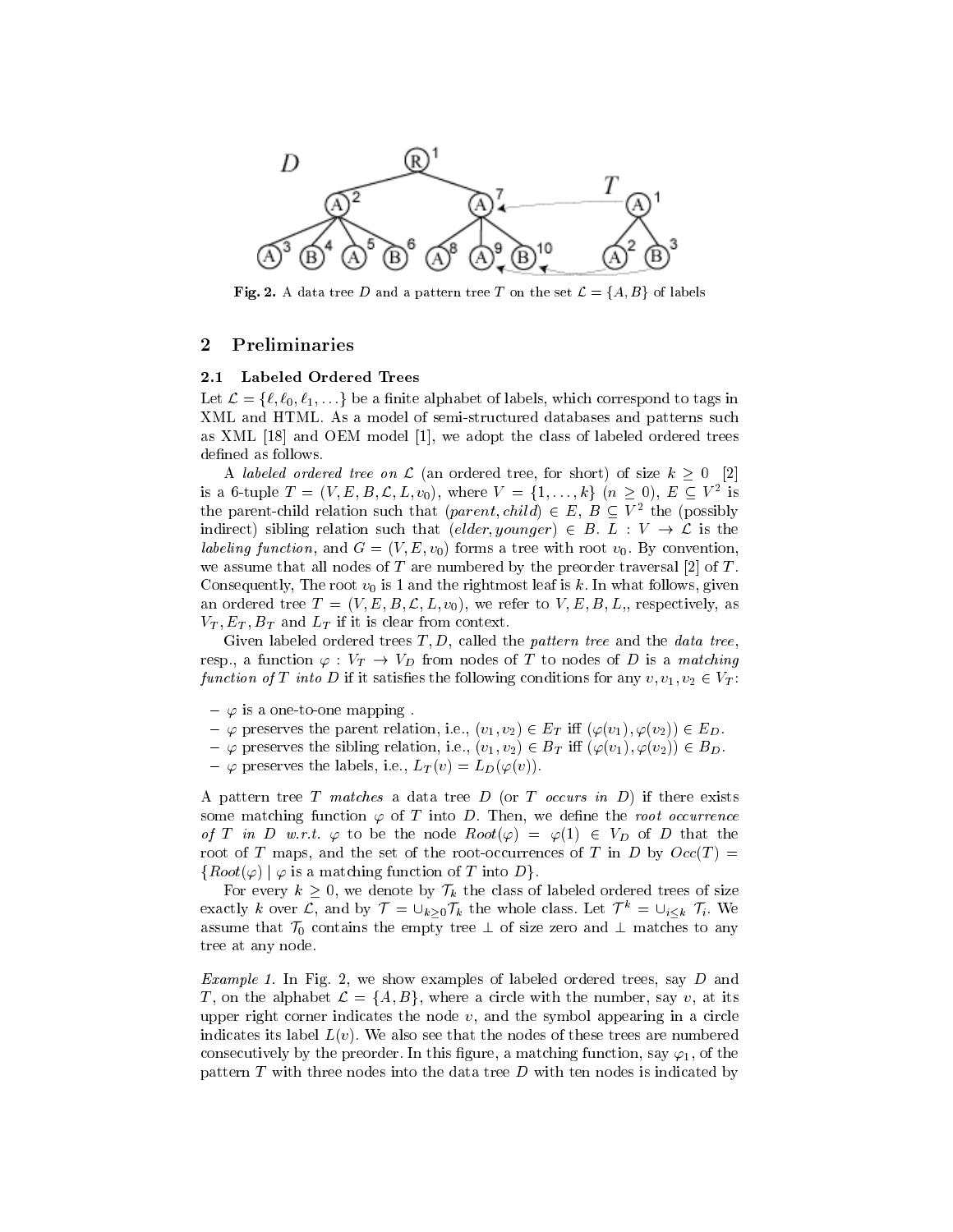**Fig. 2.** A data tree $D$ and a pattern tree $T$ on the set $\mathcal{L} = \{A, B\}$ of labels

## 2 Preliminaries

### 2.1 Labeled Ordered Trees

Let $\mathcal{L} = \{\ell, \ell_0, \ell_1, \ldots\}$ be a finite alphabet of labels, which correspond to tags in XML and HTML. As a model of semi-structured databases and patterns such as XML [18] and OEM model [1], we adopt the class of labeled ordered trees defined as follows.

A *labeled ordered tree on* $\mathcal{L}$ (an ordered tree, for short) of size $k \geq 0$ [2] is a 6-tuple $T = (V, E, B, \mathcal{L}, L, v_0)$, where $V = \{1, \ldots, k\}$ $(n \geq 0)$, $E \subseteq V^2$ is the parent-child relation such that $(parent, child) \in E$, $B \subseteq V^2$ the (possibly indirect) sibling relation such that $(elder, younger) \in B$. $L : V \to \mathcal{L}$ is the *labeling function*, and $G = (V, E, v_0)$ forms a tree with root $v_0$. By convention, we assume that all nodes of $T$ are numbered by the preorder traversal [2] of $T$. Consequently, The root $v_0$ is 1 and the rightmost leaf is $k$. In what follows, given an ordered tree $T = (V, E, B, \mathcal{L}, L, v_0)$, we refer to $V, E, B, L$,, respectively, as $V_T, E_T, B_T$ and $L_T$ if it is clear from context.

Given labeled ordered trees $T, D$, called the *pattern tree* and the *data tree*, resp., a function $\varphi : V_T \to V_D$ from nodes of $T$ to nodes of $D$ is a *matching function of* $T$ *into* $D$ if it satisfies the following conditions for any $v, v_1, v_2 \in V_T$:

- $\varphi$ is a one-to-one mapping .
- $\varphi$ preserves the parent relation, i.e., $(v_1, v_2) \in E_T$ iff $(\varphi(v_1), \varphi(v_2)) \in E_D$.
- $\varphi$ preserves the sibling relation, i.e., $(v_1, v_2) \in B_T$ iff $(\varphi(v_1), \varphi(v_2)) \in B_D$.
- $\varphi$ preserves the labels, i.e., $L_T(v) = L_D(\varphi(v))$.

A pattern tree $T$ *matches* a data tree $D$ (or $T$ *occurs in* $D$) if there exists some matching function $\varphi$ of $T$ into $D$. Then, we define the *root occurrence of* $T$ *in* $D$ *w.r.t.* $\varphi$ to be the node $Root(\varphi) = \varphi(1) \in V_D$ of $D$ that the root of $T$ maps, and the set of the root-occurrences of $T$ in $D$ by $Occ(T) = \{Root(\varphi) \mid \varphi \text{ is a matching function of } T \text{ into } D\}$.

For every $k \geq 0$, we denote by $\mathcal{T}_k$ the class of labeled ordered trees of size exactly $k$ over $\mathcal{L}$, and by $\mathcal{T} = \cup_{k \geq 0} \mathcal{T}_k$ the whole class. Let $\mathcal{T}^k = \cup_{i \leq k} \mathcal{T}_i$. We assume that $\mathcal{T}_0$ contains the empty tree $\perp$ of size zero and $\perp$ matches to any tree at any node.

*Example 1.* In Fig. 2, we show examples of labeled ordered trees, say $D$ and $T$, on the alphabet $\mathcal{L} = \{A, B\}$, where a circle with the number, say $v$, at its upper right corner indicates the node $v$, and the symbol appearing in a circle indicates its label $L(v)$. We also see that the nodes of these trees are numbered consecutively by the preorder. In this figure, a matching function, say $\varphi_1$, of the pattern $T$ with three nodes into the data tree $D$ with ten nodes is indicated by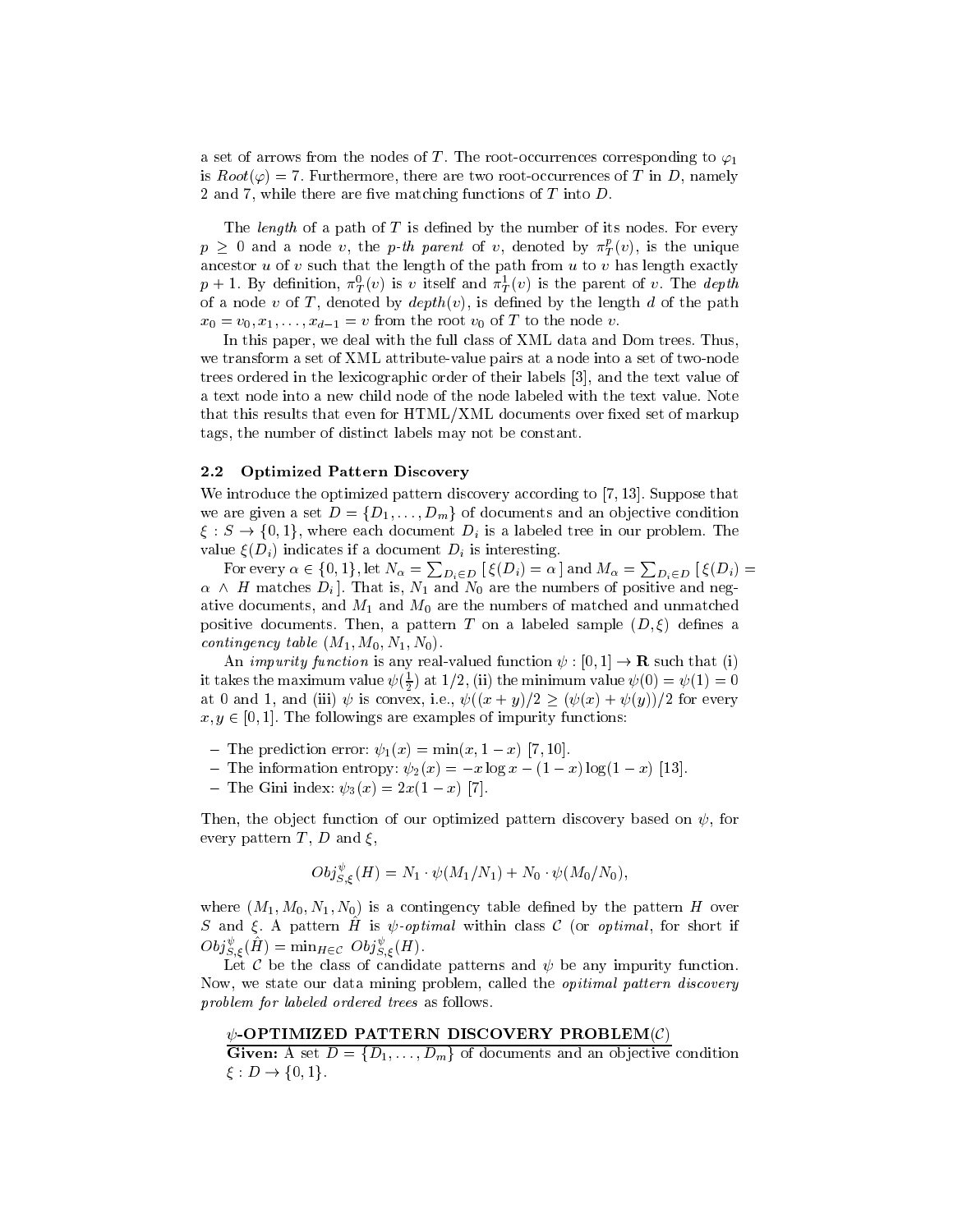a set of arrows from the nodes of $T$. The root-occurrences corresponding to $\varphi_1$ is $Root(\varphi) = 7$. Furthermore, there are two root-occurrences of $T$ in $D$, namely 2 and 7, while there are five matching functions of $T$ into $D$.

The *length* of a path of $T$ is defined by the number of its nodes. For every $p \geq 0$ and a node $v$, the *p-th parent* of $v$, denoted by $\pi_T^p(v)$, is the unique ancestor $u$ of $v$ such that the length of the path from $u$ to $v$ has length exactly $p + 1$. By definition, $\pi_T^0(v)$ is $v$ itself and $\pi_T^1(v)$ is the parent of $v$. The *depth* of a node $v$ of $T$, denoted by $depth(v)$, is defined by the length $d$ of the path $x_0 = v_0, x_1, \ldots, x_{d-1} = v$ from the root $v_0$ of $T$ to the node $v$.

In this paper, we deal with the full class of XML data and Dom trees. Thus, we transform a set of XML attribute-value pairs at a node into a set of two-node trees ordered in the lexicographic order of their labels [3], and the text value of a text node into a new child node of the node labeled with the text value. Note that this results that even for HTML/XML documents over fixed set of markup tags, the number of distinct labels may not be constant.

### 2.2 Optimized Pattern Discovery

We introduce the optimized pattern discovery according to [7, 13]. Suppose that we are given a set $D = \{D_1, \ldots, D_m\}$ of documents and an objective condition $\xi : S \to \{0, 1\}$, where each document $D_i$ is a labeled tree in our problem. The value $\xi(D_i)$ indicates if a document $D_i$ is interesting.

For every $\alpha \in \{0, 1\}$, let $N_\alpha = \sum_{D_i \in D} [\, \xi(D_i) = \alpha \,]$ and $M_\alpha = \sum_{D_i \in D} [\, \xi(D_i) = \alpha \, \wedge \, H \text{ matches } D_i \,]$. That is, $N_1$ and $N_0$ are the numbers of positive and negative documents, and $M_1$ and $M_0$ are the numbers of matched and unmatched positive documents. Then, a pattern $T$ on a labeled sample $(D, \xi)$ defines a *contingency table* $(M_1, M_0, N_1, N_0)$.

An *impurity function* is any real-valued function $\psi : [0, 1] \to \mathbf{R}$ such that (i) it takes the maximum value $\psi(\frac{1}{2})$ at 1/2, (ii) the minimum value $\psi(0) = \psi(1) = 0$ at 0 and 1, and (iii) $\psi$ is convex, i.e., $\psi((x + y)/2 \geq (\psi(x) + \psi(y))/2$ for every $x, y \in [0, 1]$. The followings are examples of impurity functions:

- The prediction error: $\psi_1(x) = \min(x, 1 - x)$ [7, 10].
- The information entropy: $\psi_2(x) = -x \log x - (1 - x) \log(1 - x)$ [13].
- The Gini index: $\psi_3(x) = 2x(1 - x)$ [7].

Then, the object function of our optimized pattern discovery based on $\psi$, for every pattern $T$, $D$ and $\xi$,

$$Obj_{S,\xi}^{\psi}(H) = N_1 \cdot \psi(M_1/N_1) + N_0 \cdot \psi(M_0/N_0),$$

where $(M_1, M_0, N_1, N_0)$ is a contingency table defined by the pattern $H$ over $S$ and $\xi$. A pattern $\hat{H}$ is $\psi$-*optimal* within class $\mathcal{C}$ (or *optimal*, for short if $Obj_{S,\xi}^{\psi}(\hat{H}) = \min_{H \in \mathcal{C}} \, Obj_{S,\xi}^{\psi}(H)$.

Let $\mathcal{C}$ be the class of candidate patterns and $\psi$ be any impurity function. Now, we state our data mining problem, called the *opitimal pattern discovery problem for labeled ordered trees* as follows.

**$\psi$-OPTIMIZED PATTERN DISCOVERY PROBLEM($\mathcal{C}$)**

**Given:** A set $D = \{D_1, \ldots, D_m\}$ of documents and an objective condition $\xi : D \to \{0, 1\}$.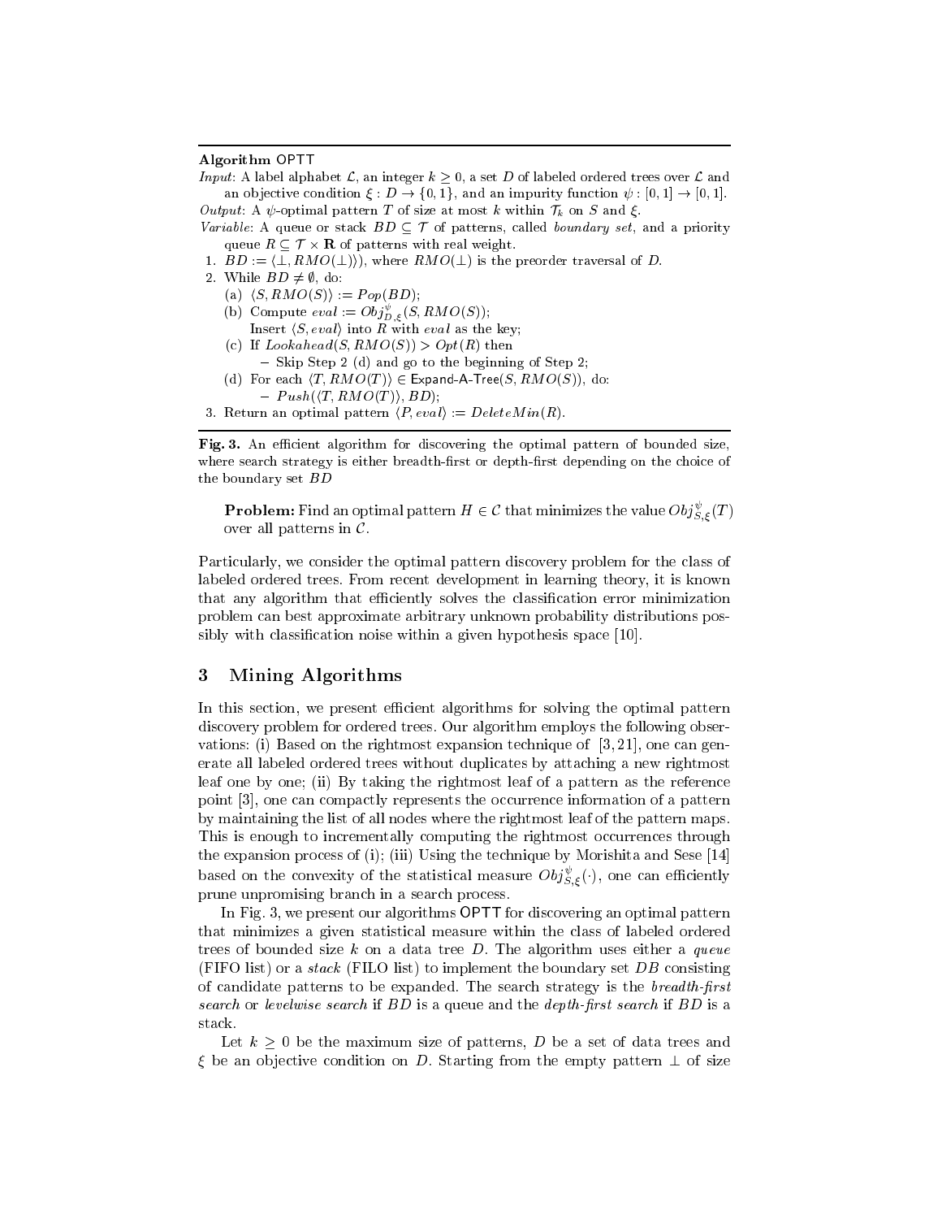**Algorithm** OPTT

*Input*: A label alphabet $\mathcal{L}$, an integer $k \geq 0$, a set $D$ of labeled ordered trees over $\mathcal{L}$ and an objective condition $\xi : D \to \{0, 1\}$, and an impurity function $\psi : [0, 1] \to [0, 1]$.

*Output*: A $\psi$-optimal pattern $T$ of size at most $k$ within $\mathcal{T}_k$ on $S$ and $\xi$.

*Variable*: A queue or stack $BD \subseteq \mathcal{T}$ of patterns, called *boundary set*, and a priority queue $R \subseteq \mathcal{T} \times \mathbf{R}$ of patterns with real weight.

1. $BD := \langle \perp, RMO(\perp) \rangle\rangle$, where $RMO(\perp)$ is the preorder traversal of $D$.
2. While $BD \neq \emptyset$, do:
   (a) $\langle S, RMO(S) \rangle := Pop(BD)$;
   (b) Compute $eval := Obj^{\psi}_{D,\xi}(S, RMO(S))$;
   Insert $\langle S, eval \rangle$ into $R$ with $eval$ as the key;
   (c) If $Lookahead(S, RMO(S)) > Opt(R)$ then
   – Skip Step 2 (d) and go to the beginning of Step 2;
   (d) For each $\langle T, RMO(T) \rangle \in$ Expand-A-Tree$(S, RMO(S))$, do:
   – $Push(\langle T, RMO(T) \rangle, BD)$;
3. Return an optimal pattern $\langle P, eval \rangle := DeleteMin(R)$.

**Fig. 3.** An efficient algorithm for discovering the optimal pattern of bounded size, where search strategy is either breadth-first or depth-first depending on the choice of the boundary set $BD$

> **Problem:** Find an optimal pattern $H \in \mathcal{C}$ that minimizes the value $Obj^{\psi}_{S,\xi}(T)$ over all patterns in $\mathcal{C}$.

Particularly, we consider the optimal pattern discovery problem for the class of labeled ordered trees. From recent development in learning theory, it is known that any algorithm that efficiently solves the classification error minimization problem can best approximate arbitrary unknown probability distributions possibly with classification noise within a given hypothesis space [10].

## 3 Mining Algorithms

In this section, we present efficient algorithms for solving the optimal pattern discovery problem for ordered trees. Our algorithm employs the following observations: (i) Based on the rightmost expansion technique of [3, 21], one can generate all labeled ordered trees without duplicates by attaching a new rightmost leaf one by one; (ii) By taking the rightmost leaf of a pattern as the reference point [3], one can compactly represents the occurrence information of a pattern by maintaining the list of all nodes where the rightmost leaf of the pattern maps. This is enough to incrementally computing the rightmost occurrences through the expansion process of (i); (iii) Using the technique by Morishita and Sese [14] based on the convexity of the statistical measure $Obj^{\psi}_{S,\xi}(\cdot)$, one can efficiently prune unpromising branch in a search process.

In Fig. 3, we present our algorithms OPTT for discovering an optimal pattern that minimizes a given statistical measure within the class of labeled ordered trees of bounded size $k$ on a data tree $D$. The algorithm uses either a *queue* (FIFO list) or a *stack* (FILO list) to implement the boundary set $DB$ consisting of candidate patterns to be expanded. The search strategy is the *breadth-first search* or *levelwise search* if $BD$ is a queue and the *depth-first search* if $BD$ is a stack.

Let $k \geq 0$ be the maximum size of patterns, $D$ be a set of data trees and $\xi$ be an objective condition on $D$. Starting from the empty pattern $\perp$ of size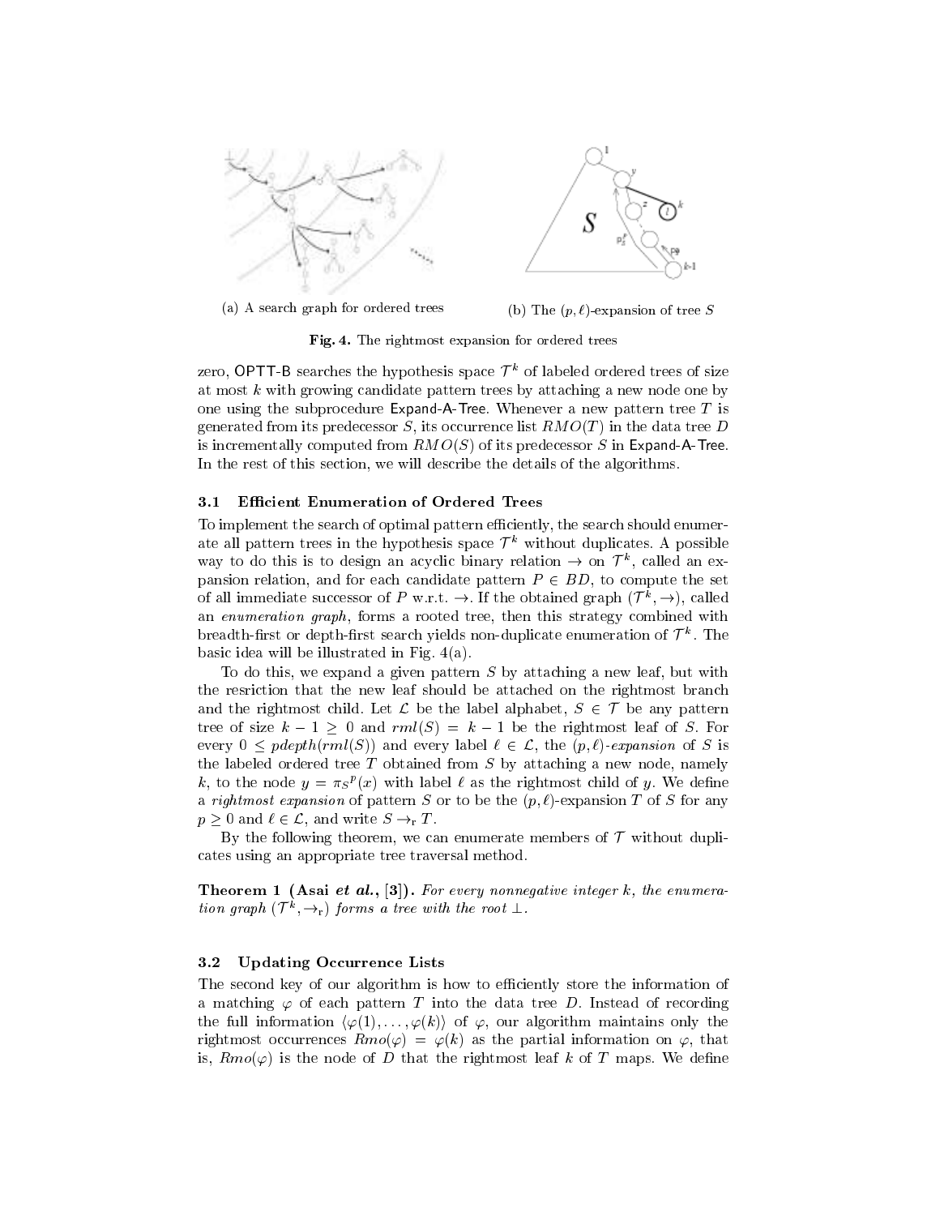(a) A search graph for ordered trees

(b) The $(p, \ell)$-expansion of tree $S$

**Fig. 4.** The rightmost expansion for ordered trees

zero, OPTT-B searches the hypothesis space $\mathcal{T}^k$ of labeled ordered trees of size at most $k$ with growing candidate pattern trees by attaching a new node one by one using the subprocedure Expand-A-Tree. Whenever a new pattern tree $T$ is generated from its predecessor $S$, its occurrence list $RMO(T)$ in the data tree $D$ is incrementally computed from $RMO(S)$ of its predecessor $S$ in Expand-A-Tree. In the rest of this section, we will describe the details of the algorithms.

### 3.1 Efficient Enumeration of Ordered Trees

To implement the search of optimal pattern efficiently, the search should enumerate all pattern trees in the hypothesis space $\mathcal{T}^k$ without duplicates. A possible way to do this is to design an acyclic binary relation $\rightarrow$ on $\mathcal{T}^k$, called an expansion relation, and for each candidate pattern $P \in BD$, to compute the set of all immediate successor of $P$ w.r.t. $\rightarrow$. If the obtained graph $(\mathcal{T}^k, \rightarrow)$, called an *enumeration graph*, forms a rooted tree, then this strategy combined with breadth-first or depth-first search yields non-duplicate enumeration of $\mathcal{T}^k$. The basic idea will be illustrated in Fig. 4(a).

To do this, we expand a given pattern $S$ by attaching a new leaf, but with the resriction that the new leaf should be attached on the rightmost branch and the rightmost child. Let $\mathcal{L}$ be the label alphabet, $S \in \mathcal{T}$ be any pattern tree of size $k-1 \geq 0$ and $rml(S) = k-1$ be the rightmost leaf of $S$. For every $0 \leq pdepth(rml(S))$ and every label $\ell \in \mathcal{L}$, the *$(p, \ell)$-expansion* of $S$ is the labeled ordered tree $T$ obtained from $S$ by attaching a new node, namely $k$, to the node $y = {\pi_S}^p(x)$ with label $\ell$ as the rightmost child of $y$. We define a *rightmost expansion* of pattern $S$ or to be the $(p, \ell)$-expansion $T$ of $S$ for any $p \geq 0$ and $\ell \in \mathcal{L}$, and write $S \rightarrow_{\mathrm{r}} T$.

By the following theorem, we can enumerate members of $\mathcal{T}$ without duplicates using an appropriate tree traversal method.

**Theorem 1 (Asai *et al.*, [3]).** *For every nonnegative integer $k$, the enumeration graph $(\mathcal{T}^k, \rightarrow_{\mathrm{r}})$ forms a tree with the root $\perp$.*

### 3.2 Updating Occurrence Lists

The second key of our algorithm is how to efficiently store the information of a matching $\varphi$ of each pattern $T$ into the data tree $D$. Instead of recording the full information $\langle \varphi(1), \ldots, \varphi(k) \rangle$ of $\varphi$, our algorithm maintains only the rightmost occurrences $Rmo(\varphi) = \varphi(k)$ as the partial information on $\varphi$, that is, $Rmo(\varphi)$ is the node of $D$ that the rightmost leaf $k$ of $T$ maps. We define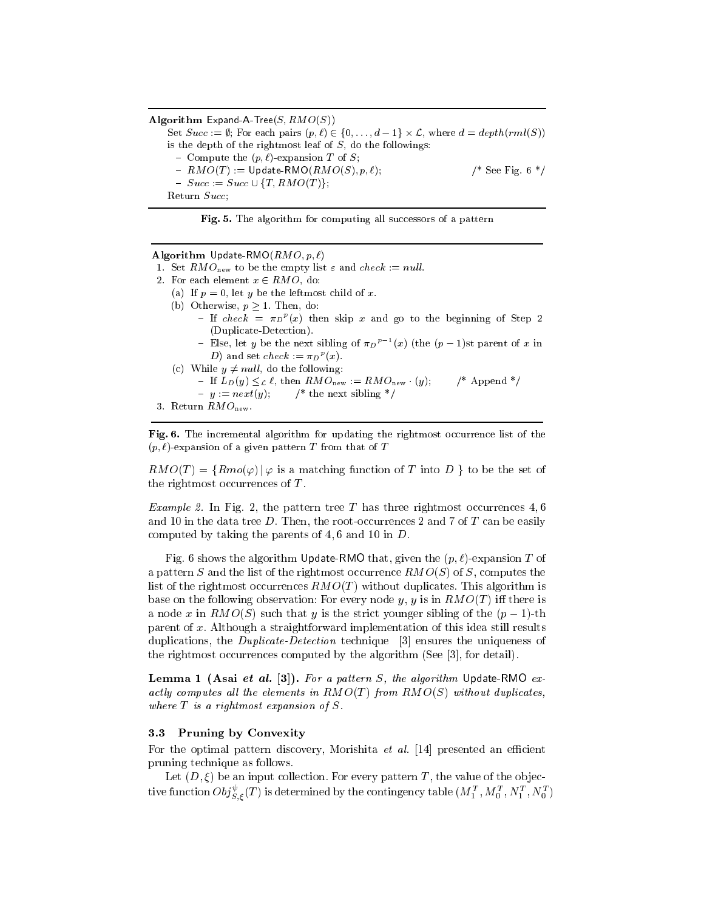**Algorithm** Expand-A-Tree($S$, $RMO(S)$)

Set $Succ := \emptyset$; For each pairs $(p, \ell) \in \{0, \ldots, d-1\} \times \mathcal{L}$, where $d = depth(rml(S))$ is the depth of the rightmost leaf of $S$, do the followings:

- Compute the $(p, \ell)$-expansion $T$ of $S$;
- $RMO(T) :=$ Update-RMO($RMO(S), p, \ell$); /* See Fig. 6 */
- $Succ := Succ \cup \{T, RMO(T)\}$;

Return $Succ$;

**Fig. 5.** The algorithm for computing all successors of a pattern

**Algorithm** Update-RMO($RMO, p, \ell$)

1. Set $RMO_{\text{new}}$ to be the empty list $\varepsilon$ and $check := null$.
2. For each element $x \in RMO$, do:
   (a) If $p = 0$, let $y$ be the leftmost child of $x$.
   (b) Otherwise, $p \geq 1$. Then, do:
      - If $check = {\pi_D}^p(x)$ then skip $x$ and go to the beginning of Step 2 (Duplicate-Detection).
      - Else, let $y$ be the next sibling of ${\pi_D}^{p-1}(x)$ (the $(p-1)$st parent of $x$ in $D$) and set $check := {\pi_D}^p(x)$.
   (c) While $y \neq null$, do the following:
      - If $L_D(y) \leq_{\mathcal{L}} \ell$, then $RMO_{\text{new}} := RMO_{\text{new}} \cdot (y)$; /* Append */
      - $y := next(y)$; /* the next sibling */
3. Return $RMO_{\text{new}}$.

**Fig. 6.** The incremental algorithm for updating the rightmost occurrence list of the $(p, \ell)$-expansion of a given pattern $T$ from that of $T$

$RMO(T) = \{Rmo(\varphi) \mid \varphi$ is a matching function of $T$ into $D$ $\}$ to be the set of the rightmost occurrences of $T$.

*Example 2.* In Fig. 2, the pattern tree $T$ has three rightmost occurrences 4, 6 and 10 in the data tree $D$. Then, the root-occurrences 2 and 7 of $T$ can be easily computed by taking the parents of 4, 6 and 10 in $D$.

Fig. 6 shows the algorithm Update-RMO that, given the $(p, \ell)$-expansion $T$ of a pattern $S$ and the list of the rightmost occurrence $RMO(S)$ of $S$, computes the list of the rightmost occurrences $RMO(T)$ without duplicates. This algorithm is base on the following observation: For every node $y$, $y$ is in $RMO(T)$ iff there is a node $x$ in $RMO(S)$ such that $y$ is the strict younger sibling of the $(p-1)$-th parent of $x$. Although a straightforward implementation of this idea still results duplications, the *Duplicate-Detection* technique [3] ensures the uniqueness of the rightmost occurrences computed by the algorithm (See [3], for detail).

**Lemma 1 (Asai *et al.* [3]).** *For a pattern $S$, the algorithm* Update-RMO *exactly computes all the elements in $RMO(T)$ from $RMO(S)$ without duplicates, where $T$ is a rightmost expansion of $S$.*

### 3.3 Pruning by Convexity

For the optimal pattern discovery, Morishita *et al.* [14] presented an efficient pruning technique as follows.

Let $(D, \xi)$ be an input collection. For every pattern $T$, the value of the objective function $Obj^{\psi}_{S,\xi}(T)$ is determined by the contingency table $(M_1^T, M_0^T, N_1^T, N_0^T)$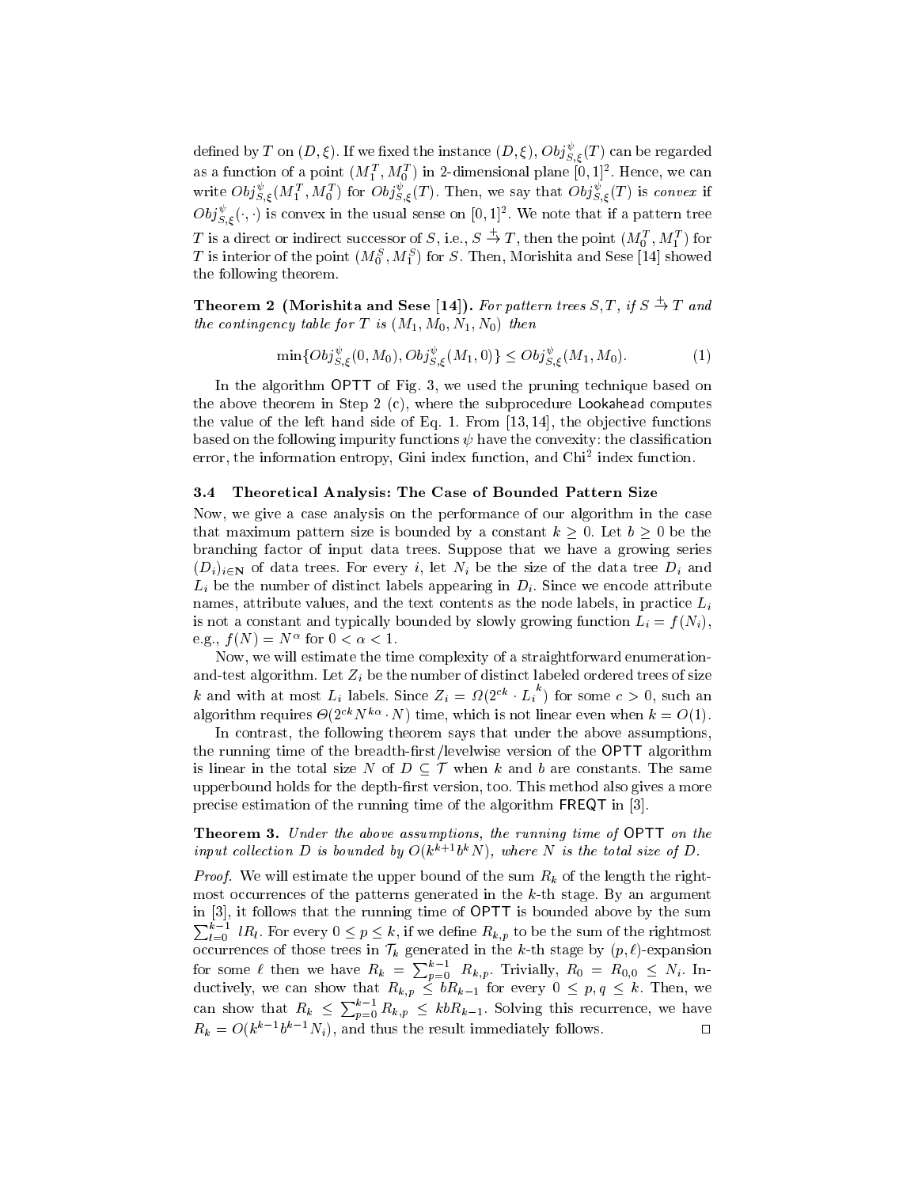defined by $T$ on $(D, \xi)$. If we fixed the instance $(D, \xi)$, $Obj^{\psi}_{S,\xi}(T)$ can be regarded as a function of a point $(M^T_1, M^T_0)$ in 2-dimensional plane $[0, 1]^2$. Hence, we can write $Obj^{\psi}_{S,\xi}(M^T_1, M^T_0)$ for $Obj^{\psi}_{S,\xi}(T)$. Then, we say that $Obj^{\psi}_{S,\xi}(T)$ is *convex* if $Obj^{\psi}_{S,\xi}(\cdot, \cdot)$ is convex in the usual sense on $[0, 1]^2$. We note that if a pattern tree $T$ is a direct or indirect successor of $S$, i.e., $S \overset{+}{\to} T$, then the point $(M^T_0, M^T_1)$ for $T$ is interior of the point $(M^S_0, M^S_1)$ for $S$. Then, Morishita and Sese [14] showed the following theorem.

**Theorem 2 (Morishita and Sese [14]).** *For pattern trees $S, T$, if $S \overset{+}{\to} T$ and the contingency table for $T$ is $(M_1, M_0, N_1, N_0)$ then*

$$\min\{Obj^{\psi}_{S,\xi}(0, M_0), Obj^{\psi}_{S,\xi}(M_1, 0)\} \leq Obj^{\psi}_{S,\xi}(M_1, M_0). \qquad (1)$$

In the algorithm OPTT of Fig. 3, we used the pruning technique based on the above theorem in Step 2 (c), where the subprocedure Lookahead computes the value of the left hand side of Eq. 1. From [13, 14], the objective functions based on the following impurity functions $\psi$ have the convexity: the classification error, the information entropy, Gini index function, and Chi$^2$ index function.

### 3.4 Theoretical Analysis: The Case of Bounded Pattern Size

Now, we give a case analysis on the performance of our algorithm in the case that maximum pattern size is bounded by a constant $k \geq 0$. Let $b \geq 0$ be the branching factor of input data trees. Suppose that we have a growing series $(D_i)_{i \in \mathbf{N}}$ of data trees. For every $i$, let $N_i$ be the size of the data tree $D_i$ and $L_i$ be the number of distinct labels appearing in $D_i$. Since we encode attribute names, attribute values, and the text contents as the node labels, in practice $L_i$ is not a constant and typically bounded by slowly growing function $L_i = f(N_i)$, e.g., $f(N) = N^{\alpha}$ for $0 < \alpha < 1$.

Now, we will estimate the time complexity of a straightforward enumeration-and-test algorithm. Let $Z_i$ be the number of distinct labeled ordered trees of size $k$ and with at most $L_i$ labels. Since $Z_i = \Omega(2^{ck} \cdot {L_i}^k)$ for some $c > 0$, such an algorithm requires $\Theta(2^{ck} N^{k\alpha} \cdot N)$ time, which is not linear even when $k = O(1)$.

In contrast, the following theorem says that under the above assumptions, the running time of the breadth-first/levelwise version of the OPTT algorithm is linear in the total size $N$ of $D \subseteq \mathcal{T}$ when $k$ and $b$ are constants. The same upperbound holds for the depth-first version, too. This method also gives a more precise estimation of the running time of the algorithm FREQT in [3].

**Theorem 3.** *Under the above assumptions, the running time of OPTT on the input collection $D$ is bounded by $O(k^{k+1} b^k N)$, where $N$ is the total size of $D$.*

*Proof.* We will estimate the upper bound of the sum $R_k$ of the length the rightmost occurrences of the patterns generated in the $k$-th stage. By an argument in [3], it follows that the running time of OPTT is bounded above by the sum $\sum_{l=0}^{k-1} l R_l$. For every $0 \leq p \leq k$, if we define $R_{k,p}$ to be the sum of the rightmost occurrences of those trees in $\mathcal{T}_k$ generated in the $k$-th stage by $(p, \ell)$-expansion for some $\ell$ then we have $R_k = \sum_{p=0}^{k-1} R_{k,p}$. Trivially, $R_0 = R_{0,0} \leq N_i$. Inductively, we can show that $R_{k,p} \leq bR_{k-1}$ for every $0 \leq p, q \leq k$. Then, we can show that $R_k \leq \sum_{p=0}^{k-1} R_{k,p} \leq kbR_{k-1}$. Solving this recurrence, we have $R_k = O(k^{k-1} b^{k-1} N_i)$, and thus the result immediately follows. □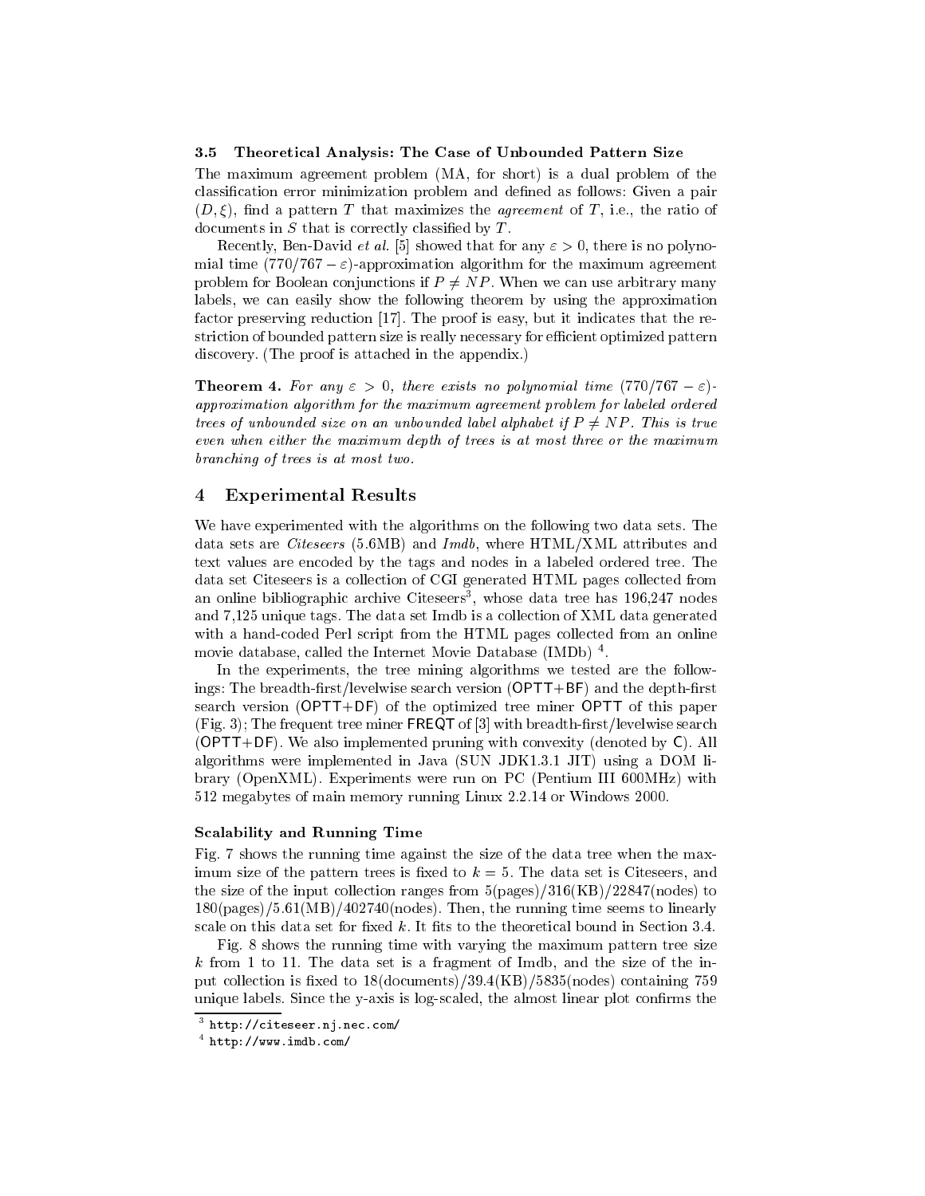### 3.5 Theoretical Analysis: The Case of Unbounded Pattern Size

The maximum agreement problem (MA, for short) is a dual problem of the classification error minimization problem and defined as follows: Given a pair $(D, \xi)$, find a pattern $T$ that maximizes the *agreement* of $T$, i.e., the ratio of documents in $S$ that is correctly classified by $T$.

Recently, Ben-David *et al.* [5] showed that for any $\varepsilon > 0$, there is no polynomial time $(770/767 - \varepsilon)$-approximation algorithm for the maximum agreement problem for Boolean conjunctions if $P \neq NP$. When we can use arbitrary many labels, we can easily show the following theorem by using the approximation factor preserving reduction [17]. The proof is easy, but it indicates that the restriction of bounded pattern size is really necessary for efficient optimized pattern discovery. (The proof is attached in the appendix.)

**Theorem 4.** *For any $\varepsilon > 0$, there exists no polynomial time $(770/767 - \varepsilon)$-approximation algorithm for the maximum agreement problem for labeled ordered trees of unbounded size on an unbounded label alphabet if $P \neq NP$. This is true even when either the maximum depth of trees is at most three or the maximum branching of trees is at most two.*

## 4 Experimental Results

We have experimented with the algorithms on the following two data sets. The data sets are *Citeseers* (5.6MB) and *Imdb*, where HTML/XML attributes and text values are encoded by the tags and nodes in a labeled ordered tree. The data set Citeseers is a collection of CGI generated HTML pages collected from an online bibliographic archive Citeseers[3], whose data tree has 196,247 nodes and 7,125 unique tags. The data set Imdb is a collection of XML data generated with a hand-coded Perl script from the HTML pages collected from an online movie database, called the Internet Movie Database (IMDb) [4].

In the experiments, the tree mining algorithms we tested are the followings: The breadth-first/levelwise search version (OPTT+BF) and the depth-first search version (OPTT+DF) of the optimized tree miner OPTT of this paper (Fig. 3); The frequent tree miner FREQT of [3] with breadth-first/levelwise search (OPTT+DF). We also implemented pruning with convexity (denoted by C). All algorithms were implemented in Java (SUN JDK1.3.1 JIT) using a DOM library (OpenXML). Experiments were run on PC (Pentium III 600MHz) with 512 megabytes of main memory running Linux 2.2.14 or Windows 2000.

#### Scalability and Running Time

Fig. 7 shows the running time against the size of the data tree when the maximum size of the pattern trees is fixed to $k = 5$. The data set is Citeseers, and the size of the input collection ranges from 5(pages)/316(KB)/22847(nodes) to 180(pages)/5.61(MB)/402740(nodes). Then, the running time seems to linearly scale on this data set for fixed $k$. It fits to the theoretical bound in Section 3.4.

Fig. 8 shows the running time with varying the maximum pattern tree size $k$ from 1 to 11. The data set is a fragment of Imdb, and the size of the input collection is fixed to 18(documents)/39.4(KB)/5835(nodes) containing 759 unique labels. Since the y-axis is log-scaled, the almost linear plot confirms the

[3] http://citeseer.nj.nec.com/

[4] http://www.imdb.com/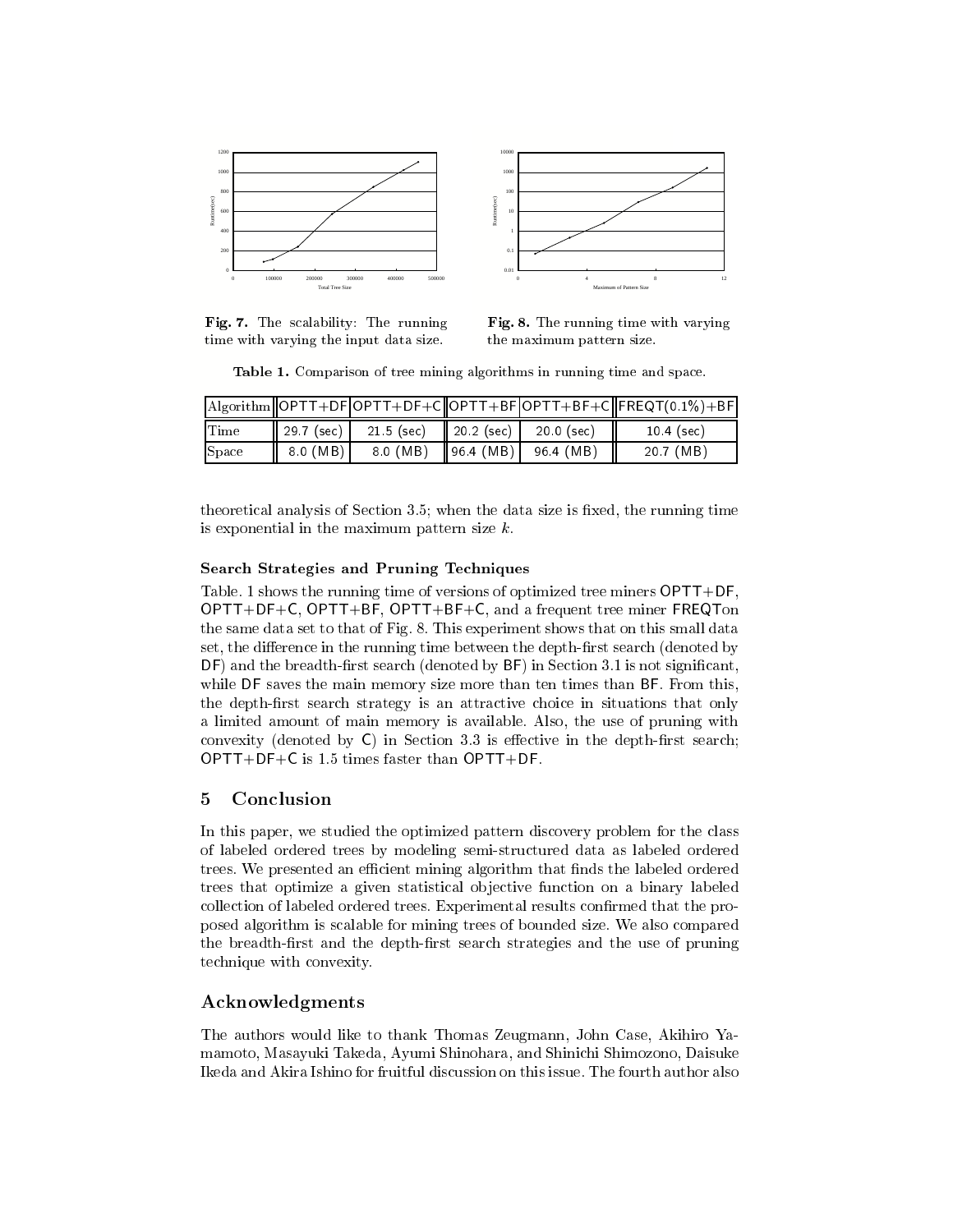Fig. 7. The scalability: The running time with varying the input data size.

Fig. 8. The running time with varying the maximum pattern size.

**Table 1.** Comparison of tree mining algorithms in running time and space.

| Algorithm | OPTT+DF | OPTT+DF+C | OPTT+BF | OPTT+BF+C | FREQT(0.1%)+BF |
|---|---|---|---|---|---|
| Time | 29.7 (sec) | 21.5 (sec) | 20.2 (sec) | 20.0 (sec) | 10.4 (sec) |
| Space | 8.0 (MB) | 8.0 (MB) | 96.4 (MB) | 96.4 (MB) | 20.7 (MB) |

theoretical analysis of Section 3.5; when the data size is fixed, the running time is exponential in the maximum pattern size $k$.

### Search Strategies and Pruning Techniques

Table. 1 shows the running time of versions of optimized tree miners OPTT+DF, OPTT+DF+C, OPTT+BF, OPTT+BF+C, and a frequent tree miner FREQTon the same data set to that of Fig. 8. This experiment shows that on this small data set, the difference in the running time between the depth-first search (denoted by DF) and the breadth-first search (denoted by BF) in Section 3.1 is not significant, while DF saves the main memory size more than ten times than BF. From this, the depth-first search strategy is an attractive choice in situations that only a limited amount of main memory is available. Also, the use of pruning with convexity (denoted by C) in Section 3.3 is effective in the depth-first search; OPTT+DF+C is 1.5 times faster than OPTT+DF.

## 5 Conclusion

In this paper, we studied the optimized pattern discovery problem for the class of labeled ordered trees by modeling semi-structured data as labeled ordered trees. We presented an efficient mining algorithm that finds the labeled ordered trees that optimize a given statistical objective function on a binary labeled collection of labeled ordered trees. Experimental results confirmed that the proposed algorithm is scalable for mining trees of bounded size. We also compared the breadth-first and the depth-first search strategies and the use of pruning technique with convexity.

## Acknowledgments

The authors would like to thank Thomas Zeugmann, John Case, Akihiro Yamamoto, Masayuki Takeda, Ayumi Shinohara, and Shinichi Shimozono, Daisuke Ikeda and Akira Ishino for fruitful discussion on this issue. The fourth author also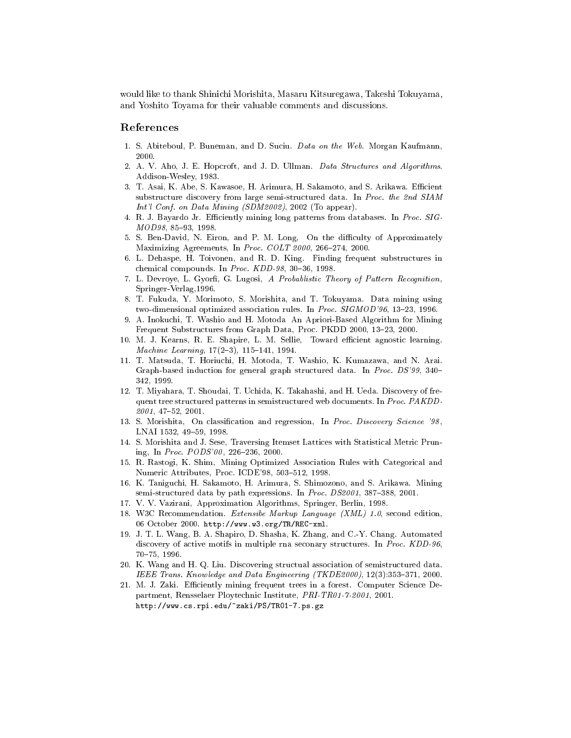would like to thank Shinichi Morishita, Masaru Kitsuregawa, Takeshi Tokuyama, and Yoshito Toyama for their valuable comments and discussions.

## References

1. S. Abiteboul, P. Buneman, and D. Suciu. *Data on the Web*. Morgan Kaufmann, 2000.
2. A. V. Aho, J. E. Hopcroft, and J. D. Ullman. *Data Structures and Algorithms*. Addison-Wesley, 1983.
3. T. Asai, K. Abe, S. Kawasoe, H. Arimura, H. Sakamoto, and S. Arikawa. Efficient substructure discovery from large semi-structured data. In *Proc. the 2nd SIAM Int'l Conf. on Data Mining (SDM2002)*, 2002 (To appear).
4. R. J. Bayardo Jr. Efficiently mining long patterns from databases. In *Proc. SIGMOD98*, 85–93, 1998.
5. S. Ben-David, N. Eiron, and P. M. Long, On the difficulty of Approximately Maximizing Agreements, In *Proc. COLT 2000*, 266–274, 2000.
6. L. Dehaspe, H. Toivonen, and R. D. King. Finding frequent substructures in chemical compounds. In *Proc. KDD-98*, 30–36, 1998.
7. L. Devroye, L. Gyorfi, G. Lugosi, *A Probablistic Theory of Pattern Recognition*, Springer-Verlag,1996.
8. T. Fukuda, Y. Morimoto, S. Morishita, and T. Tokuyama. Data mining using two-dimensional optimized association rules. In *Proc. SIGMOD'96*, 13–23, 1996.
9. A. Inokuchi, T. Washio and H. Motoda An Apriori-Based Algorithm for Mining Frequent Substructures from Graph Data, Proc. PKDD 2000, 13–23, 2000.
10. M. J. Kearns, R. E. Shapire, L. M. Sellie, Toward efficient agnostic learning. *Machine Learning*, 17(2–3), 115–141, 1994.
11. T. Matsuda, T. Horiuchi, H. Motoda, T. Washio, K. Kumazawa, and N. Arai. Graph-based induction for general graph structured data. In *Proc. DS'99*, 340–342, 1999.
12. T. Miyahara, T. Shoudai, T. Uchida, K. Takahashi, and H. Ueda. Discovery of frequent tree structured patterns in semistructured web documents. In *Proc. PAKDD-2001*, 47–52, 2001.
13. S. Morishita, On classification and regression, In *Proc. Discovery Science '98*, LNAI 1532, 49–59, 1998.
14. S. Morishita and J. Sese, Traversing Itemset Lattices with Statistical Metric Pruning, In *Proc. PODS'00*, 226–236, 2000.
15. R. Rastogi, K. Shim, Mining Optimized Association Rules with Categorical and Numeric Attributes, Proc. ICDE'98, 503–512, 1998.
16. K. Taniguchi, H. Sakamoto, H. Arimura, S. Shimozono, and S. Arikawa. Mining semi-structured data by path expressions. In *Proc. DS2001*, 387–388, 2001.
17. V. V. Vazirani, Approximation Algorithms, Springer, Berlin, 1998.
18. W3C Recommendation. *Extensibe Markup Language (XML) 1.0*, second edition, 06 October 2000. `http://www.w3.org/TR/REC-xml`.
19. J. T. L. Wang, B. A. Shapiro, D. Shasha, K. Zhang, and C.-Y. Chang. Automated discovery of active motifs in multiple rna seconary structures. In *Proc. KDD-96*, 70–75, 1996.
20. K. Wang and H. Q. Liu. Discovering structual association of semistructured data. *IEEE Trans. Knowledge and Data Engineering (TKDE2000)*, 12(3):353–371, 2000.
21. M. J. Zaki. Efficiently mining frequent trees in a forest. Computer Science Department, Rensselaer Ploytechnic Institute, *PRI-TR01-7-2001*, 2001. `http://www.cs.rpi.edu/~zaki/PS/TR01-7.ps.gz`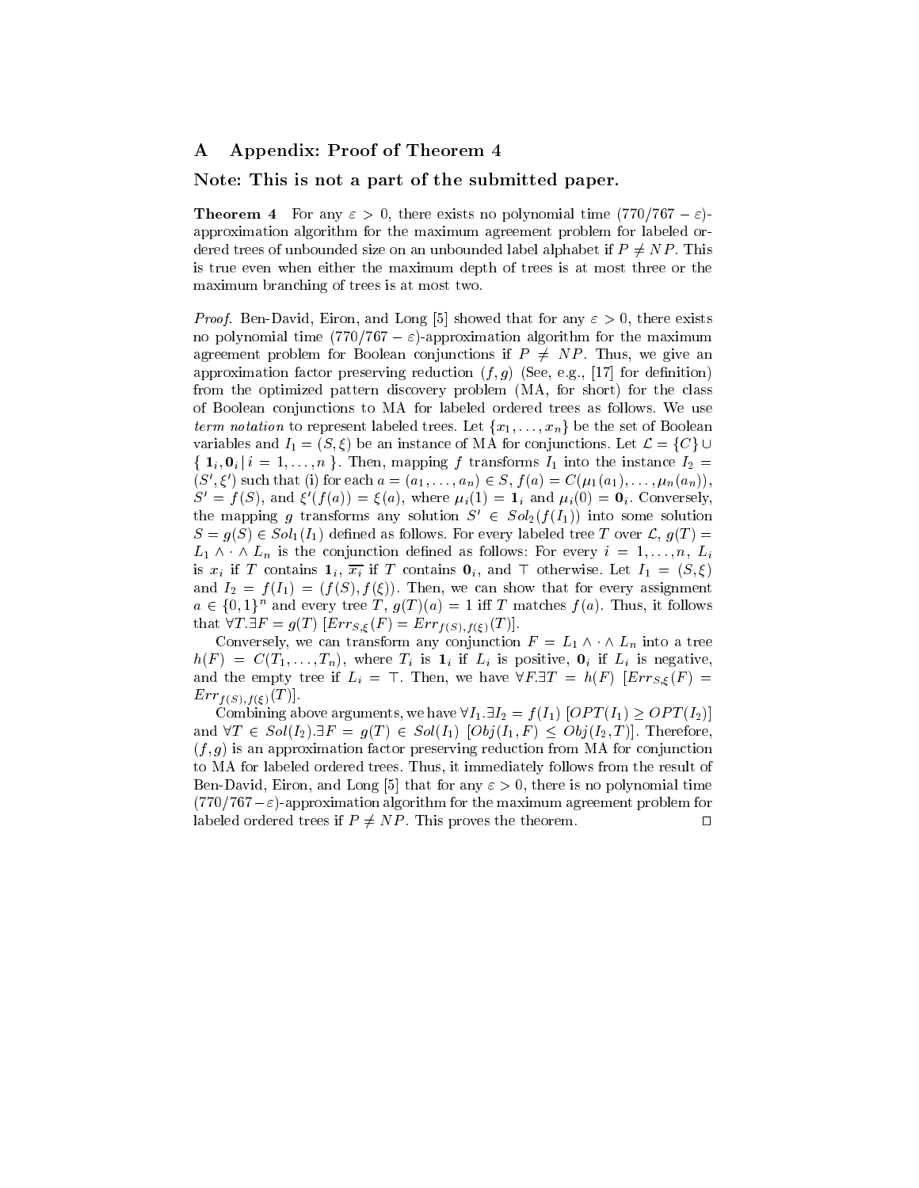## A Appendix: Proof of Theorem 4

### Note: This is not a part of the submitted paper.

**Theorem 4** For any $\varepsilon > 0$, there exists no polynomial time $(770/767 - \varepsilon)$-approximation algorithm for the maximum agreement problem for labeled ordered trees of unbounded size on an unbounded label alphabet if $P \neq NP$. This is true even when either the maximum depth of trees is at most three or the maximum branching of trees is at most two.

*Proof.* Ben-David, Eiron, and Long [5] showed that for any $\varepsilon > 0$, there exists no polynomial time $(770/767 - \varepsilon)$-approximation algorithm for the maximum agreement problem for Boolean conjunctions if $P \neq NP$. Thus, we give an approximation factor preserving reduction $(f, g)$ (See, e.g., [17] for definition) from the optimized pattern discovery problem (MA, for short) for the class of Boolean conjunctions to MA for labeled ordered trees as follows. We use *term notation* to represent labeled trees. Let $\{x_1, \ldots, x_n\}$ be the set of Boolean variables and $I_1 = (S, \xi)$ be an instance of MA for conjunctions. Let $\mathcal{L} = \{C\} \cup \{ \mathbf{1}_i, \mathbf{0}_i \mid i = 1, \ldots, n \}$. Then, mapping $f$ transforms $I_1$ into the instance $I_2 = (S', \xi')$ such that (i) for each $a = (a_1, \ldots, a_n) \in S$, $f(a) = C(\mu_1(a_1), \ldots, \mu_n(a_n))$, $S' = f(S)$, and $\xi'(f(a)) = \xi(a)$, where $\mu_i(1) = \mathbf{1}_i$ and $\mu_i(0) = \mathbf{0}_i$. Conversely, the mapping $g$ transforms any solution $S' \in Sol_2(f(I_1))$ into some solution $S = g(S) \in Sol_1(I_1)$ defined as follows. For every labeled tree $T$ over $\mathcal{L}$, $g(T) = L_1 \wedge \cdot \wedge L_n$ is the conjunction defined as follows: For every $i = 1, \ldots, n$, $L_i$ is $x_i$ if $T$ contains $\mathbf{1}_i$, $\overline{x_i}$ if $T$ contains $\mathbf{0}_i$, and $\top$ otherwise. Let $I_1 = (S, \xi)$ and $I_2 = f(I_1) = (f(S), f(\xi))$. Then, we can show that for every assignment $a \in \{0, 1\}^n$ and every tree $T$, $g(T)(a) = 1$ iff $T$ matches $f(a)$. Thus, it follows that $\forall T. \exists F = g(T)\ [Err_{S,\xi}(F) = Err_{f(S),f(\xi)}(T)]$.

Conversely, we can transform any conjunction $F = L_1 \wedge \cdot \wedge L_n$ into a tree $h(F) = C(T_1, \ldots, T_n)$, where $T_i$ is $\mathbf{1}_i$ if $L_i$ is positive, $\mathbf{0}_i$ if $L_i$ is negative, and the empty tree if $L_i = \top$. Then, we have $\forall F. \exists T = h(F)\ [Err_{S,\xi}(F) = Err_{f(S),f(\xi)}(T)]$.

Combining above arguments, we have $\forall I_1. \exists I_2 = f(I_1)\ [OPT(I_1) \geq OPT(I_2)]$ and $\forall T \in Sol(I_2). \exists F = g(T) \in Sol(I_1)\ [Obj(I_1, F) \leq Obj(I_2, T)]$. Therefore, $(f, g)$ is an approximation factor preserving reduction from MA for conjunction to MA for labeled ordered trees. Thus, it immediately follows from the result of Ben-David, Eiron, and Long [5] that for any $\varepsilon > 0$, there is no polynomial time $(770/767 - \varepsilon)$-approximation algorithm for the maximum agreement problem for labeled ordered trees if $P \neq NP$. This proves the theorem. $\square$